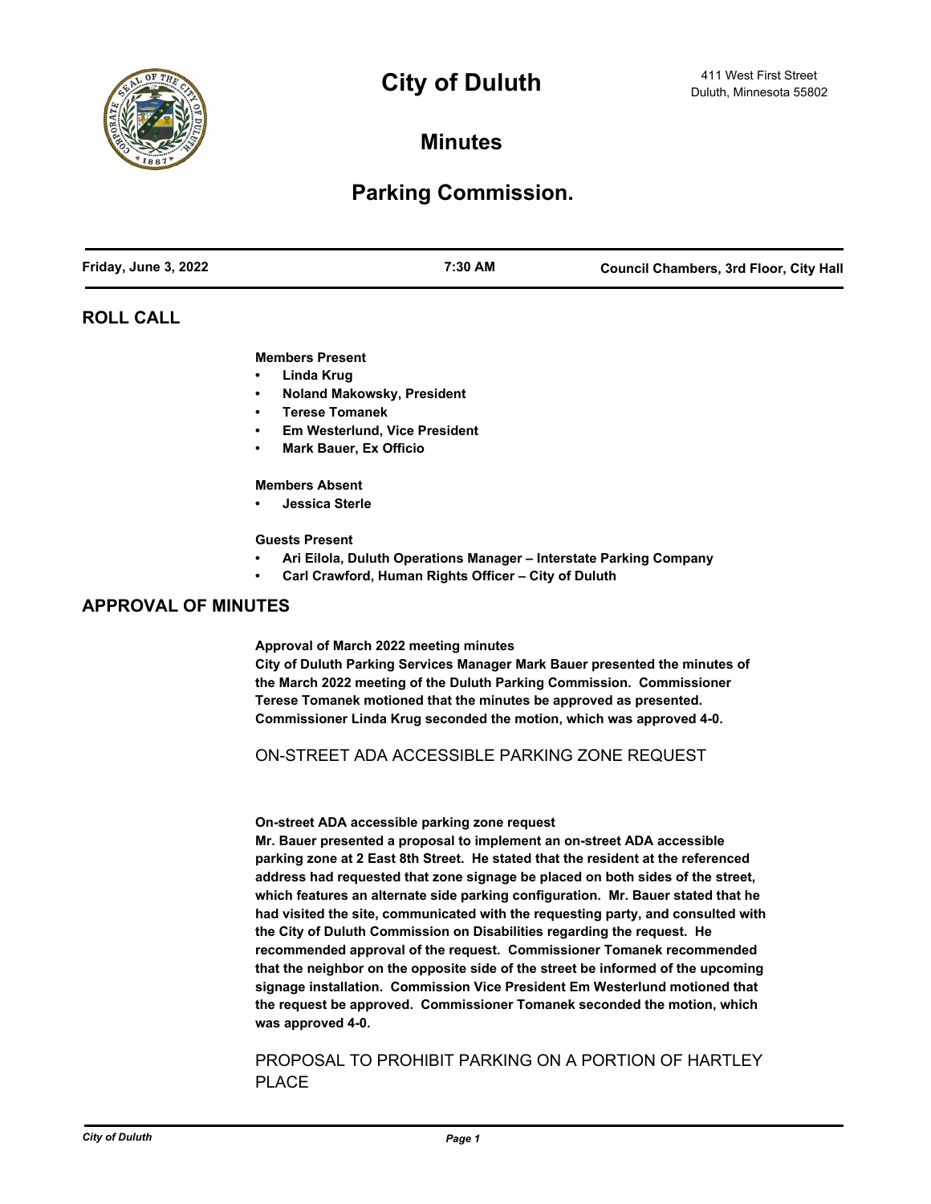# City of Duluth

411 West First Street
Duluth, Minnesota 55802

## Minutes

## Parking Commission.

| Friday, June 3, 2022 | 7:30 AM | Council Chambers, 3rd Floor, City Hall |
|---|---|---|

## ROLL CALL

**Members Present**

- **Linda Krug**
- **Noland Makowsky, President**
- **Terese Tomanek**
- **Em Westerlund, Vice President**
- **Mark Bauer, Ex Officio**

**Members Absent**

- **Jessica Sterle**

**Guests Present**

- **Ari Eilola, Duluth Operations Manager – Interstate Parking Company**
- **Carl Crawford, Human Rights Officer – City of Duluth**

## APPROVAL OF MINUTES

**Approval of March 2022 meeting minutes**

**City of Duluth Parking Services Manager Mark Bauer presented the minutes of the March 2022 meeting of the Duluth Parking Commission. Commissioner Terese Tomanek motioned that the minutes be approved as presented. Commissioner Linda Krug seconded the motion, which was approved 4-0.**

### ON-STREET ADA ACCESSIBLE PARKING ZONE REQUEST

**On-street ADA accessible parking zone request**

**Mr. Bauer presented a proposal to implement an on-street ADA accessible parking zone at 2 East 8th Street. He stated that the resident at the referenced address had requested that zone signage be placed on both sides of the street, which features an alternate side parking configuration. Mr. Bauer stated that he had visited the site, communicated with the requesting party, and consulted with the City of Duluth Commission on Disabilities regarding the request. He recommended approval of the request. Commissioner Tomanek recommended that the neighbor on the opposite side of the street be informed of the upcoming signage installation. Commission Vice President Em Westerlund motioned that the request be approved. Commissioner Tomanek seconded the motion, which was approved 4-0.**

### PROPOSAL TO PROHIBIT PARKING ON A PORTION OF HARTLEY PLACE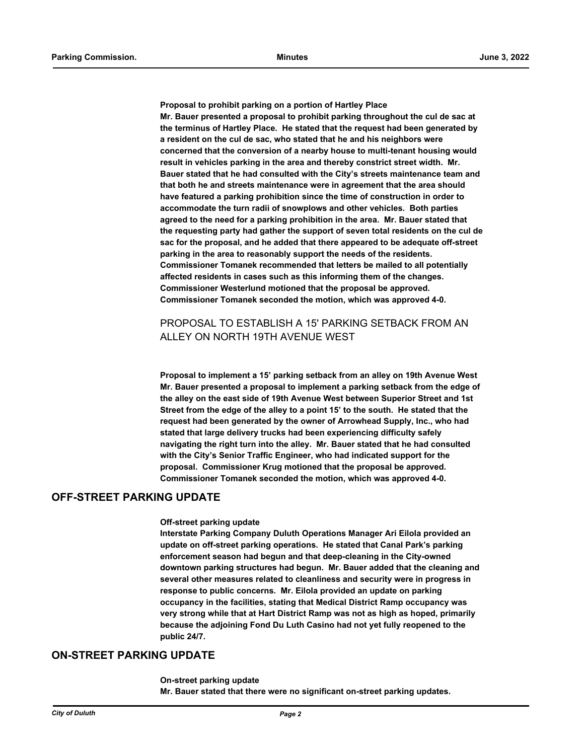**Proposal to prohibit parking on a portion of Hartley Place**

**Mr. Bauer presented a proposal to prohibit parking throughout the cul de sac at the terminus of Hartley Place. He stated that the request had been generated by a resident on the cul de sac, who stated that he and his neighbors were concerned that the conversion of a nearby house to multi-tenant housing would result in vehicles parking in the area and thereby constrict street width. Mr. Bauer stated that he had consulted with the City's streets maintenance team and that both he and streets maintenance were in agreement that the area should have featured a parking prohibition since the time of construction in order to accommodate the turn radii of snowplows and other vehicles. Both parties agreed to the need for a parking prohibition in the area. Mr. Bauer stated that the requesting party had gather the support of seven total residents on the cul de sac for the proposal, and he added that there appeared to be adequate off-street parking in the area to reasonably support the needs of the residents. Commissioner Tomanek recommended that letters be mailed to all potentially affected residents in cases such as this informing them of the changes. Commissioner Westerlund motioned that the proposal be approved. Commissioner Tomanek seconded the motion, which was approved 4-0.**

### PROPOSAL TO ESTABLISH A 15' PARKING SETBACK FROM AN ALLEY ON NORTH 19TH AVENUE WEST

**Proposal to implement a 15' parking setback from an alley on 19th Avenue West**

**Mr. Bauer presented a proposal to implement a parking setback from the edge of the alley on the east side of 19th Avenue West between Superior Street and 1st Street from the edge of the alley to a point 15' to the south. He stated that the request had been generated by the owner of Arrowhead Supply, Inc., who had stated that large delivery trucks had been experiencing difficulty safely navigating the right turn into the alley. Mr. Bauer stated that he had consulted with the City's Senior Traffic Engineer, who had indicated support for the proposal. Commissioner Krug motioned that the proposal be approved. Commissioner Tomanek seconded the motion, which was approved 4-0.**

## OFF-STREET PARKING UPDATE

**Off-street parking update**

**Interstate Parking Company Duluth Operations Manager Ari Eilola provided an update on off-street parking operations. He stated that Canal Park's parking enforcement season had begun and that deep-cleaning in the City-owned downtown parking structures had begun. Mr. Bauer added that the cleaning and several other measures related to cleanliness and security were in progress in response to public concerns. Mr. Eilola provided an update on parking occupancy in the facilities, stating that Medical District Ramp occupancy was very strong while that at Hart District Ramp was not as high as hoped, primarily because the adjoining Fond Du Luth Casino had not yet fully reopened to the public 24/7.**

## ON-STREET PARKING UPDATE

**On-street parking update**

**Mr. Bauer stated that there were no significant on-street parking updates.**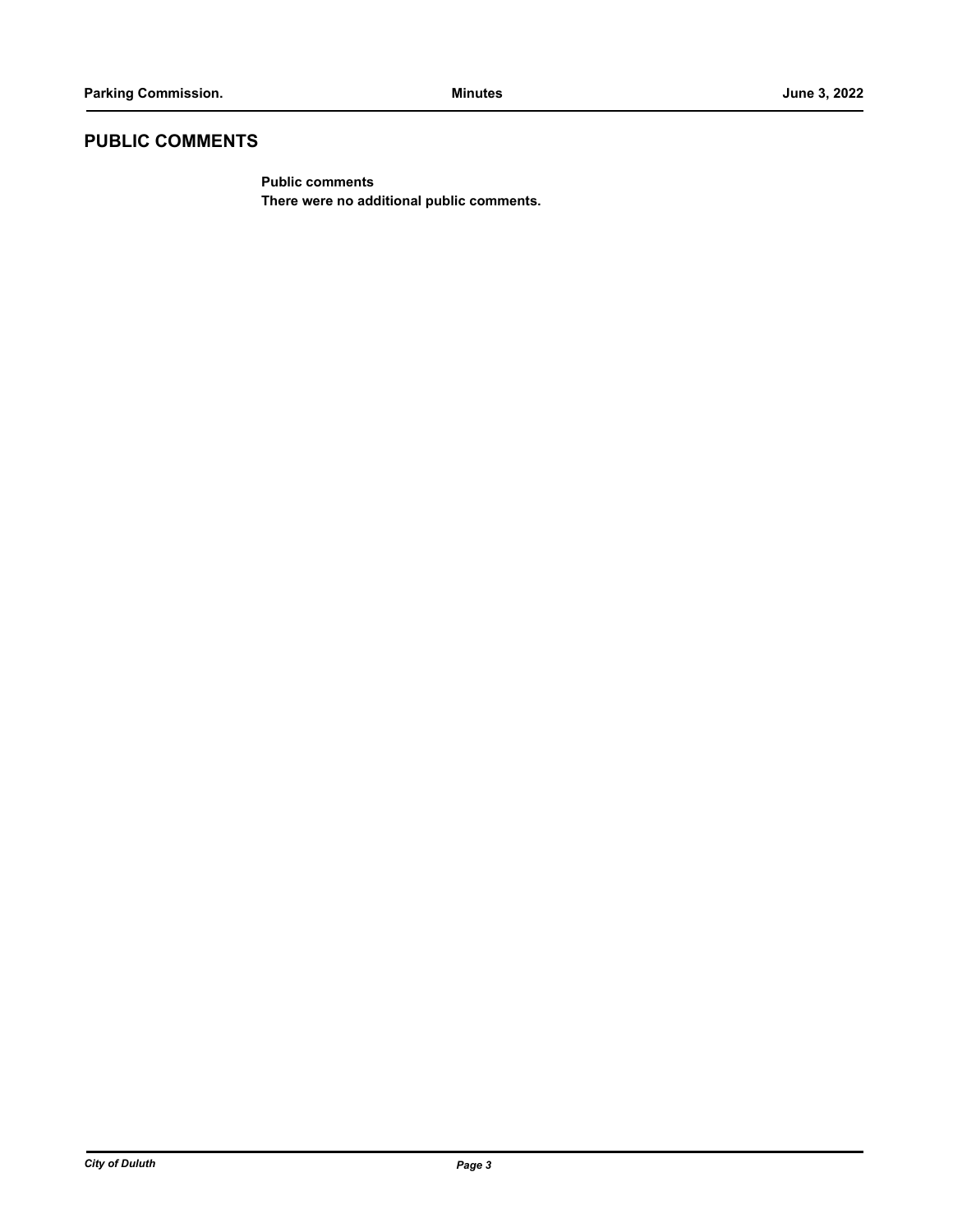## PUBLIC COMMENTS

**Public comments**

**There were no additional public comments.**